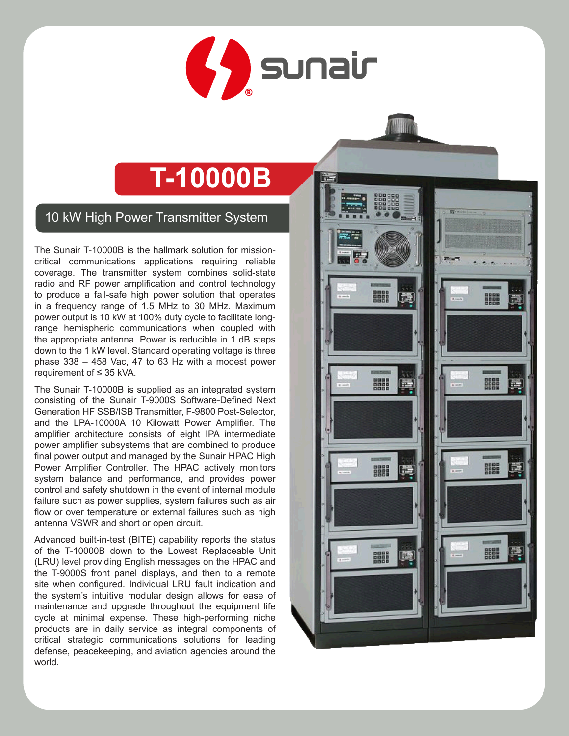# T-10000B

## 10 kW High Power Transmitter System

The Sunair T-10000B is the hallmark solution for mission-critical communications applications requiring reliable coverage. The transmitter system combines solid-state radio and RF power amplification and control technology to produce a fail-safe high power solution that operates in a frequency range of 1.5 MHz to 30 MHz. Maximum power output is 10 kW at 100% duty cycle to facilitate long-range hemispheric communications when coupled with the appropriate antenna. Power is reducible in 1 dB steps down to the 1 kW level. Standard operating voltage is three phase 338 – 458 Vac, 47 to 63 Hz with a modest power requirement of ≤ 35 kVA.

The Sunair T-10000B is supplied as an integrated system consisting of the Sunair T-9000S Software-Defined Next Generation HF SSB/ISB Transmitter, F-9800 Post-Selector, and the LPA-10000A 10 Kilowatt Power Amplifier. The amplifier architecture consists of eight IPA intermediate power amplifier subsystems that are combined to produce final power output and managed by the Sunair HPAC High Power Amplifier Controller. The HPAC actively monitors system balance and performance, and provides power control and safety shutdown in the event of internal module failure such as power supplies, system failures such as air flow or over temperature or external failures such as high antenna VSWR and short or open circuit.

Advanced built-in-test (BITE) capability reports the status of the T-10000B down to the Lowest Replaceable Unit (LRU) level providing English messages on the HPAC and the T-9000S front panel displays, and then to a remote site when configured. Individual LRU fault indication and the system's intuitive modular design allows for ease of maintenance and upgrade throughout the equipment life cycle at minimal expense. These high-performing niche products are in daily service as integral components of critical strategic communications solutions for leading defense, peacekeeping, and aviation agencies around the world.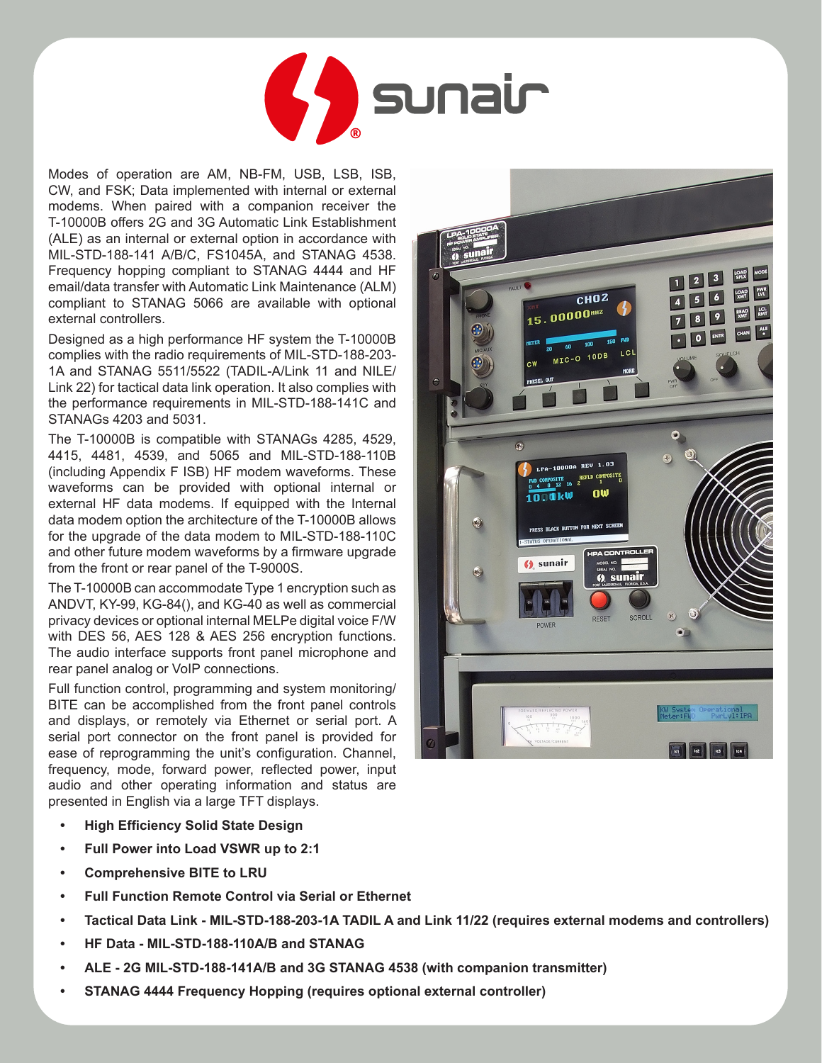Modes of operation are AM, NB-FM, USB, LSB, ISB, CW, and FSK; Data implemented with internal or external modems. When paired with a companion receiver the T-10000B offers 2G and 3G Automatic Link Establishment (ALE) as an internal or external option in accordance with MIL-STD-188-141 A/B/C, FS1045A, and STANAG 4538. Frequency hopping compliant to STANAG 4444 and HF email/data transfer with Automatic Link Maintenance (ALM) compliant to STANAG 5066 are available with optional external controllers.

Designed as a high performance HF system the T-10000B complies with the radio requirements of MIL-STD-188-203-1A and STANAG 5511/5522 (TADIL-A/Link 11 and NILE/Link 22) for tactical data link operation. It also complies with the performance requirements in MIL-STD-188-141C and STANAGs 4203 and 5031.

The T-10000B is compatible with STANAGs 4285, 4529, 4415, 4481, 4539, and 5065 and MIL-STD-188-110B (including Appendix F ISB) HF modem waveforms. These waveforms can be provided with optional internal or external HF data modems. If equipped with the Internal data modem option the architecture of the T-10000B allows for the upgrade of the data modem to MIL-STD-188-110C and other future modem waveforms by a firmware upgrade from the front or rear panel of the T-9000S.

The T-10000B can accommodate Type 1 encryption such as ANDVT, KY-99, KG-84(), and KG-40 as well as commercial privacy devices or optional internal MELPe digital voice F/W with DES 56, AES 128 & AES 256 encryption functions. The audio interface supports front panel microphone and rear panel analog or VoIP connections.

Full function control, programming and system monitoring/BITE can be accomplished from the front panel controls and displays, or remotely via Ethernet or serial port. A serial port connector on the front panel is provided for ease of reprogramming the unit's configuration. Channel, frequency, mode, forward power, reflected power, input audio and other operating information and status are presented in English via a large TFT displays.

- **High Efficiency Solid State Design**
- **Full Power into Load VSWR up to 2:1**
- **Comprehensive BITE to LRU**
- **Full Function Remote Control via Serial or Ethernet**
- **Tactical Data Link - MIL-STD-188-203-1A TADIL A and Link 11/22 (requires external modems and controllers)**
- **HF Data - MIL-STD-188-110A/B and STANAG**
- **ALE - 2G MIL-STD-188-141A/B and 3G STANAG 4538 (with companion transmitter)**
- **STANAG 4444 Frequency Hopping (requires optional external controller)**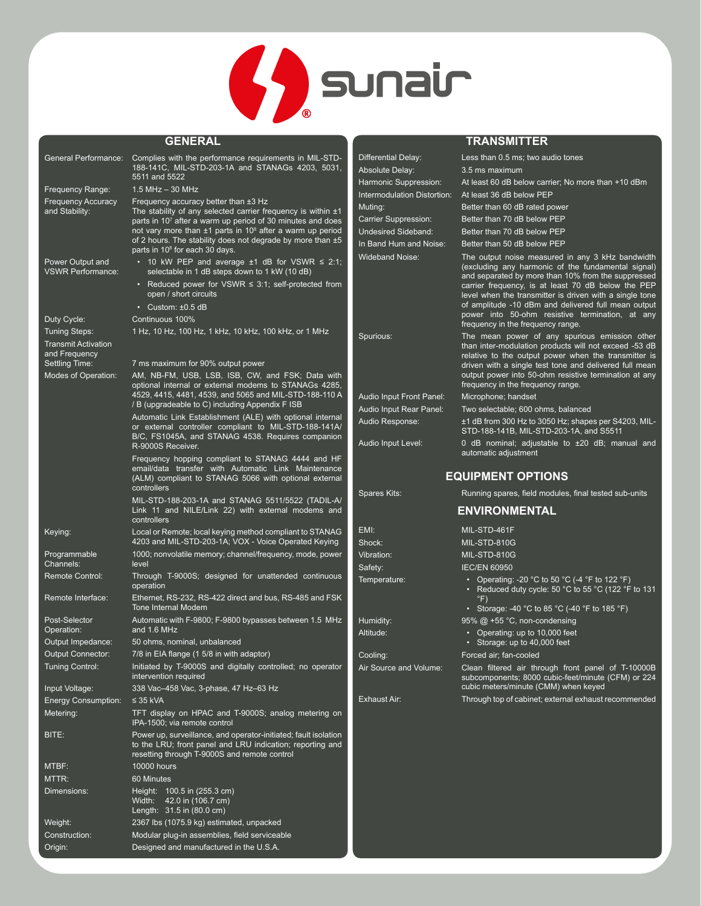sunair®

## GENERAL

| | |
|---|---|
| General Performance: | Complies with the performance requirements in MIL-STD-188-141C, MIL-STD-203-1A and STANAGs 4203, 5031, 5511 and 5522 |
| Frequency Range: | 1.5 MHz – 30 MHz |
| Frequency Accuracy and Stability: | Frequency accuracy better than ±3 Hz<br>The stability of any selected carrier frequency is within ±1 parts in $10^7$ after a warm up period of 30 minutes and does not vary more than ±1 parts in $10^8$ after a warm up period of 2 hours. The stability does not degrade by more than ±5 parts in $10^8$ for each 30 days. |
| Power Output and VSWR Performance: | • 10 kW PEP and average ±1 dB for VSWR ≤ 2:1; selectable in 1 dB steps down to 1 kW (10 dB)<br>• Reduced power for VSWR ≤ 3:1; self-protected from open / short circuits<br>• Custom: ±0.5 dB |
| Duty Cycle: | Continuous 100% |
| Tuning Steps: | 1 Hz, 10 Hz, 100 Hz, 1 kHz, 10 kHz, 100 kHz, or 1 MHz |
| Transmit Activation and Frequency Settling Time: | 7 ms maximum for 90% output power |
| Modes of Operation: | AM, NB-FM, USB, LSB, ISB, CW, and FSK; Data with optional internal or external modems to STANAGs 4285, 4529, 4415, 4481, 4539, and 5065 and MIL-STD-188-110 A / B (upgradeable to C) including Appendix F ISB<br>Automatic Link Establishment (ALE) with optional internal or external controller compliant to MIL-STD-188-141A/ B/C, FS1045A, and STANAG 4538. Requires companion R-9000S Receiver.<br>Frequency hopping compliant to STANAG 4444 and HF email/data transfer with Automatic Link Maintenance (ALM) compliant to STANAG 5066 with optional external controllers<br>MIL-STD-188-203-1A and STANAG 5511/5522 (TADIL-A/ Link 11 and NILE/Link 22) with external modems and controllers |
| Keying: | Local or Remote; local keying method compliant to STANAG 4203 and MIL-STD-203-1A; VOX - Voice Operated Keying |
| Programmable Channels: | 1000; nonvolatile memory; channel/frequency, mode, power level |
| Remote Control: | Through T-9000S; designed for unattended continuous operation |
| Remote Interface: | Ethernet, RS-232, RS-422 direct and bus, RS-485 and FSK Tone Internal Modem |
| Post-Selector Operation: | Automatic with F-9800; F-9800 bypasses between 1.5 MHz and 1.6 MHz |
| Output Impedance: | 50 ohms, nominal, unbalanced |
| Output Connector: | 7/8 in EIA flange (1 5/8 in with adaptor) |
| Tuning Control: | Initiated by T-9000S and digitally controlled; no operator intervention required |
| Input Voltage: | 338 Vac–458 Vac, 3-phase, 47 Hz–63 Hz |
| Energy Consumption: | ≤ 35 kVA |
| Metering: | TFT display on HPAC and T-9000S; analog metering on IPA-1500; via remote control |
| BITE: | Power up, surveillance, and operator-initiated; fault isolation to the LRU; front panel and LRU indication; reporting and resetting through T-9000S and remote control |
| MTBF: | 10000 hours |
| MTTR: | 60 Minutes |
| Dimensions: | Height: 100.5 in (255.3 cm)<br>Width: 42.0 in (106.7 cm)<br>Length: 31.5 in (80.0 cm) |
| Weight: | 2367 lbs (1075.9 kg) estimated, unpacked |
| Construction: | Modular plug-in assemblies, field serviceable |
| Origin: | Designed and manufactured in the U.S.A. |

## TRANSMITTER

| | |
|---|---|
| Differential Delay: | Less than 0.5 ms; two audio tones |
| Absolute Delay: | 3.5 ms maximum |
| Harmonic Suppression: | At least 60 dB below carrier; No more than +10 dBm |
| Intermodulation Distortion: | At least 36 dB below PEP |
| Muting: | Better than 60 dB rated power |
| Carrier Suppression: | Better than 70 dB below PEP |
| Undesired Sideband: | Better than 70 dB below PEP |
| In Band Hum and Noise: | Better than 50 dB below PEP |
| Wideband Noise: | The output noise measured in any 3 kHz bandwidth (excluding any harmonic of the fundamental signal) and separated by more than 10% from the suppressed carrier frequency, is at least 70 dB below the PEP level when the transmitter is driven with a single tone of amplitude -10 dBm and delivered full mean output power into 50-ohm resistive termination, at any frequency in the frequency range. |
| Spurious: | The mean power of any spurious emission other than inter-modulation products will not exceed -53 dB relative to the output power when the transmitter is driven with a single test tone and delivered full mean output power into 50-ohm resistive termination at any frequency in the frequency range. |
| Audio Input Front Panel: | Microphone; handset |
| Audio Input Rear Panel: | Two selectable; 600 ohms, balanced |
| Audio Response: | ±1 dB from 300 Hz to 3050 Hz; shapes per S4203, MIL-STD-188-141B, MIL-STD-203-1A, and S5511 |
| Audio Input Level: | 0 dB nominal; adjustable to ±20 dB; manual and automatic adjustment |

## EQUIPMENT OPTIONS

| | |
|---|---|
| Spares Kits: | Running spares, field modules, final tested sub-units |

## ENVIRONMENTAL

| | |
|---|---|
| EMI: | MIL-STD-461F |
| Shock: | MIL-STD-810G |
| Vibration: | MIL-STD-810G |
| Safety: | IEC/EN 60950 |
| Temperature: | • Operating: -20 °C to 50 °C (-4 °F to 122 °F)<br>• Reduced duty cycle: 50 °C to 55 °C (122 °F to 131 °F)<br>• Storage: -40 °C to 85 °C (-40 °F to 185 °F) |
| Humidity: | 95% @ +55 °C, non-condensing |
| Altitude: | • Operating: up to 10,000 feet<br>• Storage: up to 40,000 feet |
| Cooling: | Forced air; fan-cooled |
| Air Source and Volume: | Clean filtered air through front panel of T-10000B subcomponents; 8000 cubic-feet/minute (CFM) or 224 cubic meters/minute (CMM) when keyed |
| Exhaust Air: | Through top of cabinet; external exhaust recommended |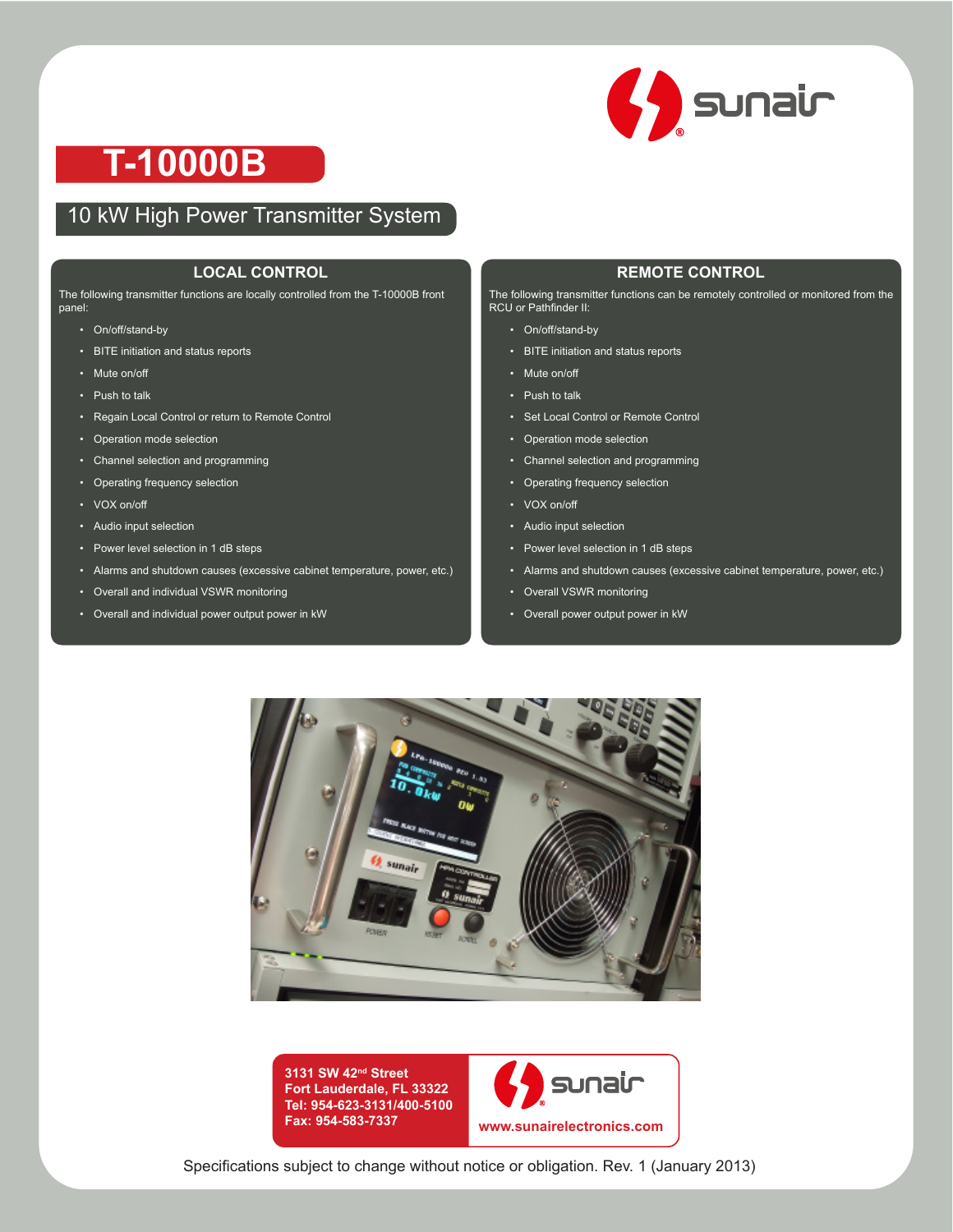# T-10000B

## 10 kW High Power Transmitter System

### LOCAL CONTROL

The following transmitter functions are locally controlled from the T-10000B front panel:

- On/off/stand-by
- BITE initiation and status reports
- Mute on/off
- Push to talk
- Regain Local Control or return to Remote Control
- Operation mode selection
- Channel selection and programming
- Operating frequency selection
- VOX on/off
- Audio input selection
- Power level selection in 1 dB steps
- Alarms and shutdown causes (excessive cabinet temperature, power, etc.)
- Overall and individual VSWR monitoring
- Overall and individual power output power in kW

### REMOTE CONTROL

The following transmitter functions can be remotely controlled or monitored from the RCU or Pathfinder II:

- On/off/stand-by
- BITE initiation and status reports
- Mute on/off
- Push to talk
- Set Local Control or Remote Control
- Operation mode selection
- Channel selection and programming
- Operating frequency selection
- VOX on/off
- Audio input selection
- Power level selection in 1 dB steps
- Alarms and shutdown causes (excessive cabinet temperature, power, etc.)
- Overall VSWR monitoring
- Overall power output power in kW

**3131 SW 42nd Street**
**Fort Lauderdale, FL 33322**
**Tel: 954-623-3131/400-5100**
**Fax: 954-583-7337**

sunair

**www.sunairelectronics.com**

Specifications subject to change without notice or obligation. Rev. 1 (January 2013)